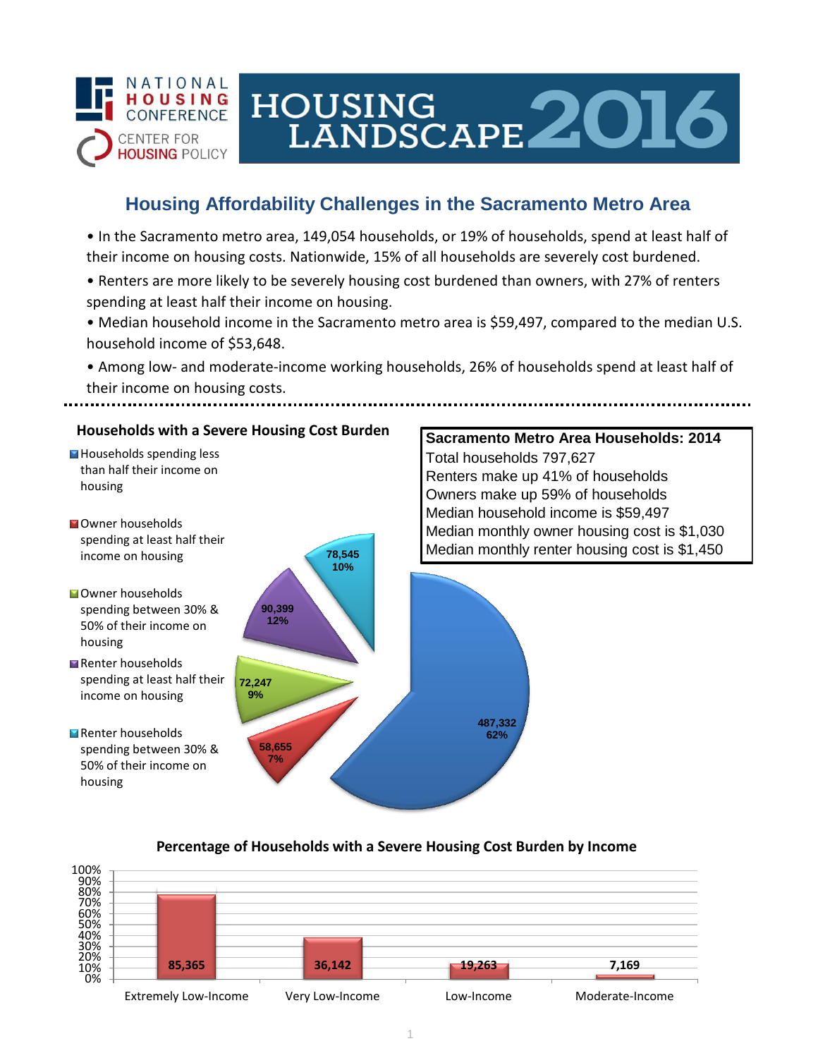NATIONAL HOUSING CONFERENCE

CENTER FOR HOUSING POLICY

# HOUSING LANDSCAPE 2016

## Housing Affordability Challenges in the Sacramento Metro Area

- In the Sacramento metro area, 149,054 households, or 19% of households, spend at least half of their income on housing costs. Nationwide, 15% of all households are severely cost burdened.
- Renters are more likely to be severely housing cost burdened than owners, with 27% of renters spending at least half their income on housing.
- Median household income in the Sacramento metro area is $59,497, compared to the median U.S. household income of $53,648.
- Among low- and moderate-income working households, 26% of households spend at least half of their income on housing costs.

### Households with a Severe Housing Cost Burden

| Category | Households | Percent |
|---|---|---|
| Households spending less than half their income on housing | 487,332 | 62% |
| Owner households spending at least half their income on housing | 58,655 | 7% |
| Owner households spending between 30% & 50% of their income on housing | 72,247 | 9% |
| Renter households spending at least half their income on housing | 90,399 | 12% |
| Renter households spending between 30% & 50% of their income on housing | 78,545 | 10% |

### Sacramento Metro Area Households: 2014

Total households 797,627
Renters make up 41% of households
Owners make up 59% of households
Median household income is $59,497
Median monthly owner housing cost is $1,030
Median monthly renter housing cost is $1,450

### Percentage of Households with a Severe Housing Cost Burden by Income

| Income Category | Households |
|---|---|
| Extremely Low-Income | 85,365 |
| Very Low-Income | 36,142 |
| Low-Income | 19,263 |
| Moderate-Income | 7,169 |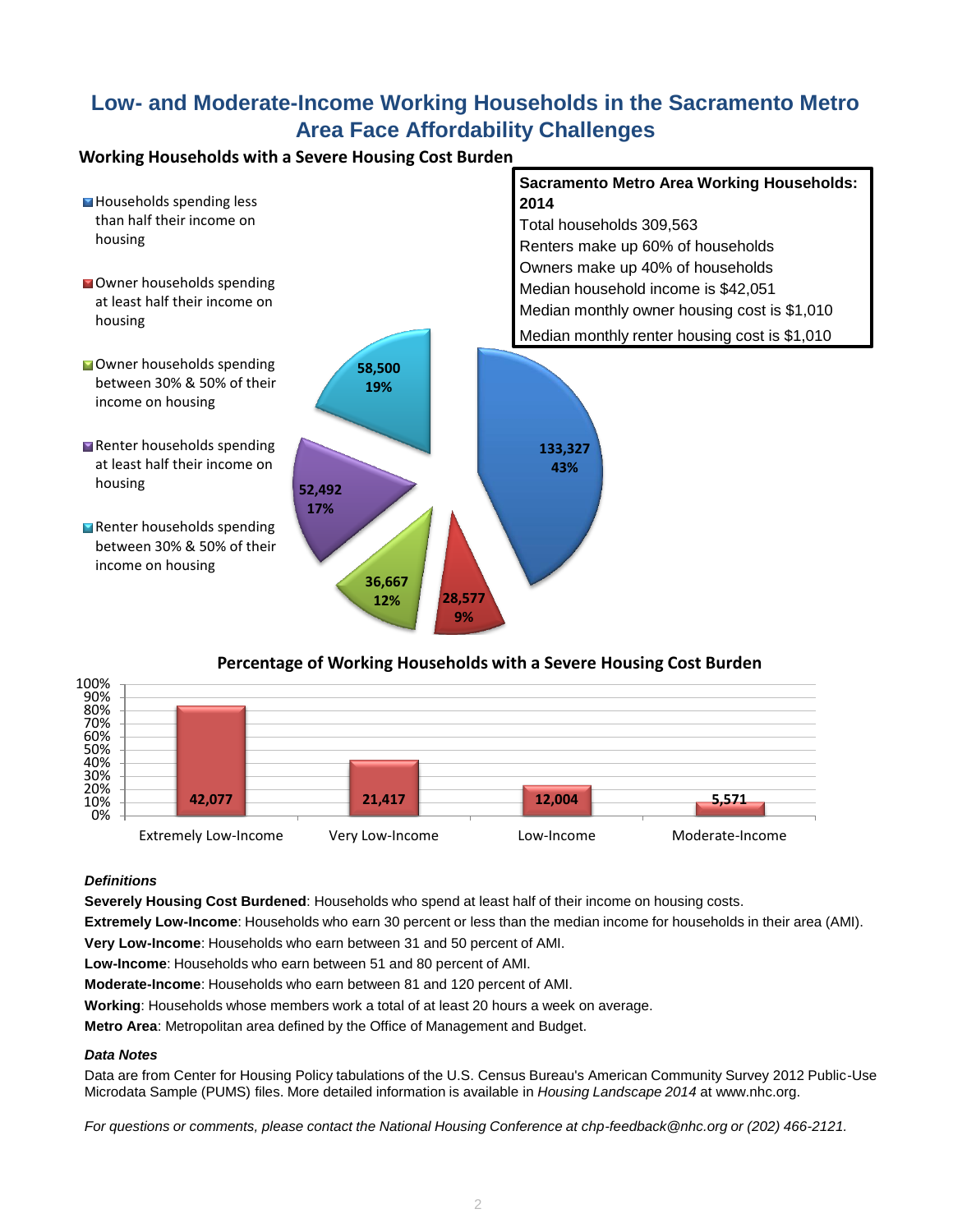# Low- and Moderate-Income Working Households in the Sacramento Metro Area Face Affordability Challenges

## Working Households with a Severe Housing Cost Burden

Households spending less than half their income on housing

Owner households spending at least half their income on housing

Owner households spending between 30% & 50% of their income on housing

Renter households spending at least half their income on housing

Renter households spending between 30% & 50% of their income on housing

58,500
19%

133,327
43%

52,492
17%

36,667
12%

28,577
9%

**Sacramento Metro Area Working Households: 2014**

Total households 309,563

Renters make up 60% of households

Owners make up 40% of households

Median household income is $42,051

Median monthly owner housing cost is $1,010

Median monthly renter housing cost is $1,010

## Percentage of Working Households with a Severe Housing Cost Burden

100%
90%
80%
70%
60%
50%
40%
30%
20%
10%
0%

42,077
21,417
12,004
5,571

Extremely Low-Income
Very Low-Income
Low-Income
Moderate-Income

### *Definitions*

**Severely Housing Cost Burdened**: Households who spend at least half of their income on housing costs.

**Extremely Low-Income**: Households who earn 30 percent or less than the median income for households in their area (AMI).

**Very Low-Income**: Households who earn between 31 and 50 percent of AMI.

**Low-Income**: Households who earn between 51 and 80 percent of AMI.

**Moderate-Income**: Households who earn between 81 and 120 percent of AMI.

**Working**: Households whose members work a total of at least 20 hours a week on average.

**Metro Area**: Metropolitan area defined by the Office of Management and Budget.

### *Data Notes*

Data are from Center for Housing Policy tabulations of the U.S. Census Bureau's American Community Survey 2012 Public-Use Microdata Sample (PUMS) files. More detailed information is available in *Housing Landscape 2014* at www.nhc.org.

*For questions or comments, please contact the National Housing Conference at chp-feedback@nhc.org or (202) 466-2121.*